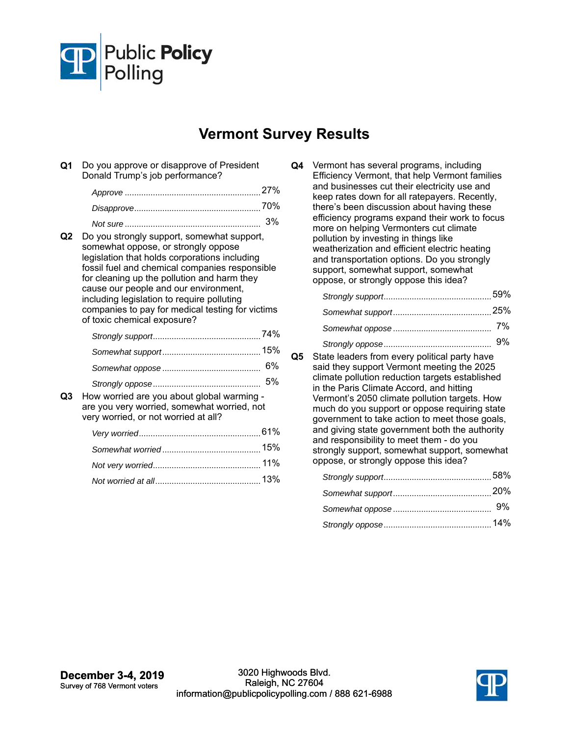Public **Policy** Polling

# Vermont Survey Results

**Q1** Do you approve or disapprove of President Donald Trump's job performance?

| | |
|---|---|
| *Approve* | 27% |
| *Disapprove* | 70% |
| *Not sure* | 3% |

**Q2** Do you strongly support, somewhat support, somewhat oppose, or strongly oppose legislation that holds corporations including fossil fuel and chemical companies responsible for cleaning up the pollution and harm they cause our people and our environment, including legislation to require polluting companies to pay for medical testing for victims of toxic chemical exposure?

| | |
|---|---|
| *Strongly support* | 74% |
| *Somewhat support* | 15% |
| *Somewhat oppose* | 6% |
| *Strongly oppose* | 5% |

**Q3** How worried are you about global warming - are you very worried, somewhat worried, not very worried, or not worried at all?

| | |
|---|---|
| *Very worried* | 61% |
| *Somewhat worried* | 15% |
| *Not very worried* | 11% |
| *Not worried at all* | 13% |

**Q4** Vermont has several programs, including Efficiency Vermont, that help Vermont families and businesses cut their electricity use and keep rates down for all ratepayers. Recently, there's been discussion about having these efficiency programs expand their work to focus more on helping Vermonters cut climate pollution by investing in things like weatherization and efficient electric heating and transportation options. Do you strongly support, somewhat support, somewhat oppose, or strongly oppose this idea?

| | |
|---|---|
| *Strongly support* | 59% |
| *Somewhat support* | 25% |
| *Somewhat oppose* | 7% |
| *Strongly oppose* | 9% |

**Q5** State leaders from every political party have said they support Vermont meeting the 2025 climate pollution reduction targets established in the Paris Climate Accord, and hitting Vermont's 2050 climate pollution targets. How much do you support or oppose requiring state government to take action to meet those goals, and giving state government both the authority and responsibility to meet them - do you strongly support, somewhat support, somewhat oppose, or strongly oppose this idea?

| | |
|---|---|
| *Strongly support* | 58% |
| *Somewhat support* | 20% |
| *Somewhat oppose* | 9% |
| *Strongly oppose* | 14% |

**December 3-4, 2019**
Survey of 768 Vermont voters

3020 Highwoods Blvd.
Raleigh, NC 27604
information@publicpolicypolling.com / 888 621-6988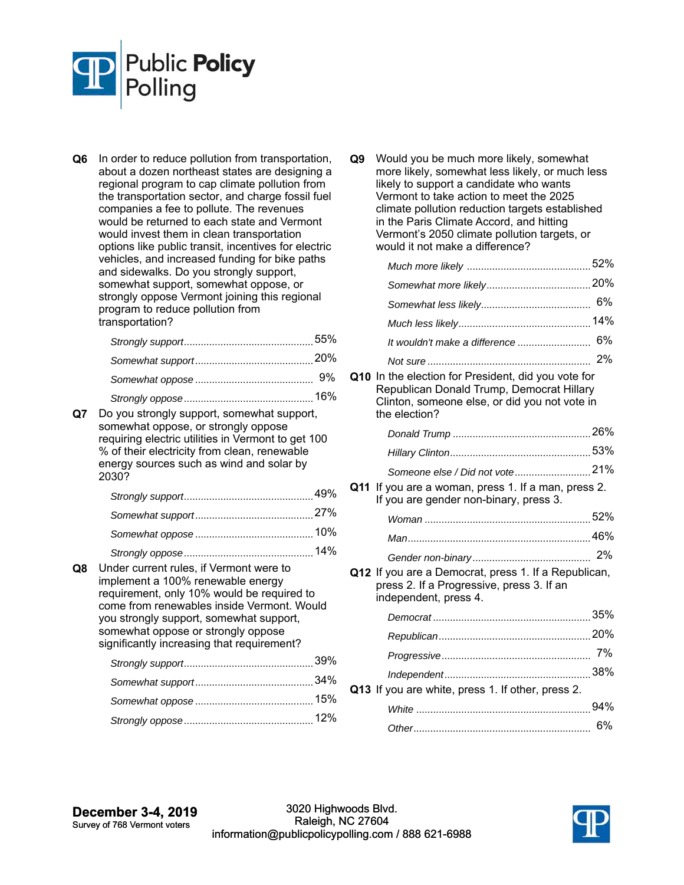**Q6** In order to reduce pollution from transportation, about a dozen northeast states are designing a regional program to cap climate pollution from the transportation sector, and charge fossil fuel companies a fee to pollute. The revenues would be returned to each state and Vermont would invest them in clean transportation options like public transit, incentives for electric vehicles, and increased funding for bike paths and sidewalks. Do you strongly support, somewhat support, somewhat oppose, or strongly oppose Vermont joining this regional program to reduce pollution from transportation?

| | |
|---|---|
| *Strongly support* | 55% |
| *Somewhat support* | 20% |
| *Somewhat oppose* | 9% |
| *Strongly oppose* | 16% |

**Q7** Do you strongly support, somewhat support, somewhat oppose, or strongly oppose requiring electric utilities in Vermont to get 100 % of their electricity from clean, renewable energy sources such as wind and solar by 2030?

| | |
|---|---|
| *Strongly support* | 49% |
| *Somewhat support* | 27% |
| *Somewhat oppose* | 10% |
| *Strongly oppose* | 14% |

**Q8** Under current rules, if Vermont were to implement a 100% renewable energy requirement, only 10% would be required to come from renewables inside Vermont. Would you strongly support, somewhat support, somewhat oppose or strongly oppose significantly increasing that requirement?

| | |
|---|---|
| *Strongly support* | 39% |
| *Somewhat support* | 34% |
| *Somewhat oppose* | 15% |
| *Strongly oppose* | 12% |

**Q9** Would you be much more likely, somewhat more likely, somewhat less likely, or much less likely to support a candidate who wants Vermont to take action to meet the 2025 climate pollution reduction targets established in the Paris Climate Accord, and hitting Vermont's 2050 climate pollution targets, or would it not make a difference?

| | |
|---|---|
| *Much more likely* | 52% |
| *Somewhat more likely* | 20% |
| *Somewhat less likely* | 6% |
| *Much less likely* | 14% |
| *It wouldn't make a difference* | 6% |
| *Not sure* | 2% |

**Q10** In the election for President, did you vote for Republican Donald Trump, Democrat Hillary Clinton, someone else, or did you not vote in the election?

| | |
|---|---|
| *Donald Trump* | 26% |
| *Hillary Clinton* | 53% |
| *Someone else / Did not vote* | 21% |

**Q11** If you are a woman, press 1. If a man, press 2. If you are gender non-binary, press 3.

| | |
|---|---|
| *Woman* | 52% |
| *Man* | 46% |
| *Gender non-binary* | 2% |

**Q12** If you are a Democrat, press 1. If a Republican, press 2. If a Progressive, press 3. If an independent, press 4.

| | |
|---|---|
| *Democrat* | 35% |
| *Republican* | 20% |
| *Progressive* | 7% |
| *Independent* | 38% |

**Q13** If you are white, press 1. If other, press 2.

| | |
|---|---|
| *White* | 94% |
| *Other* | 6% |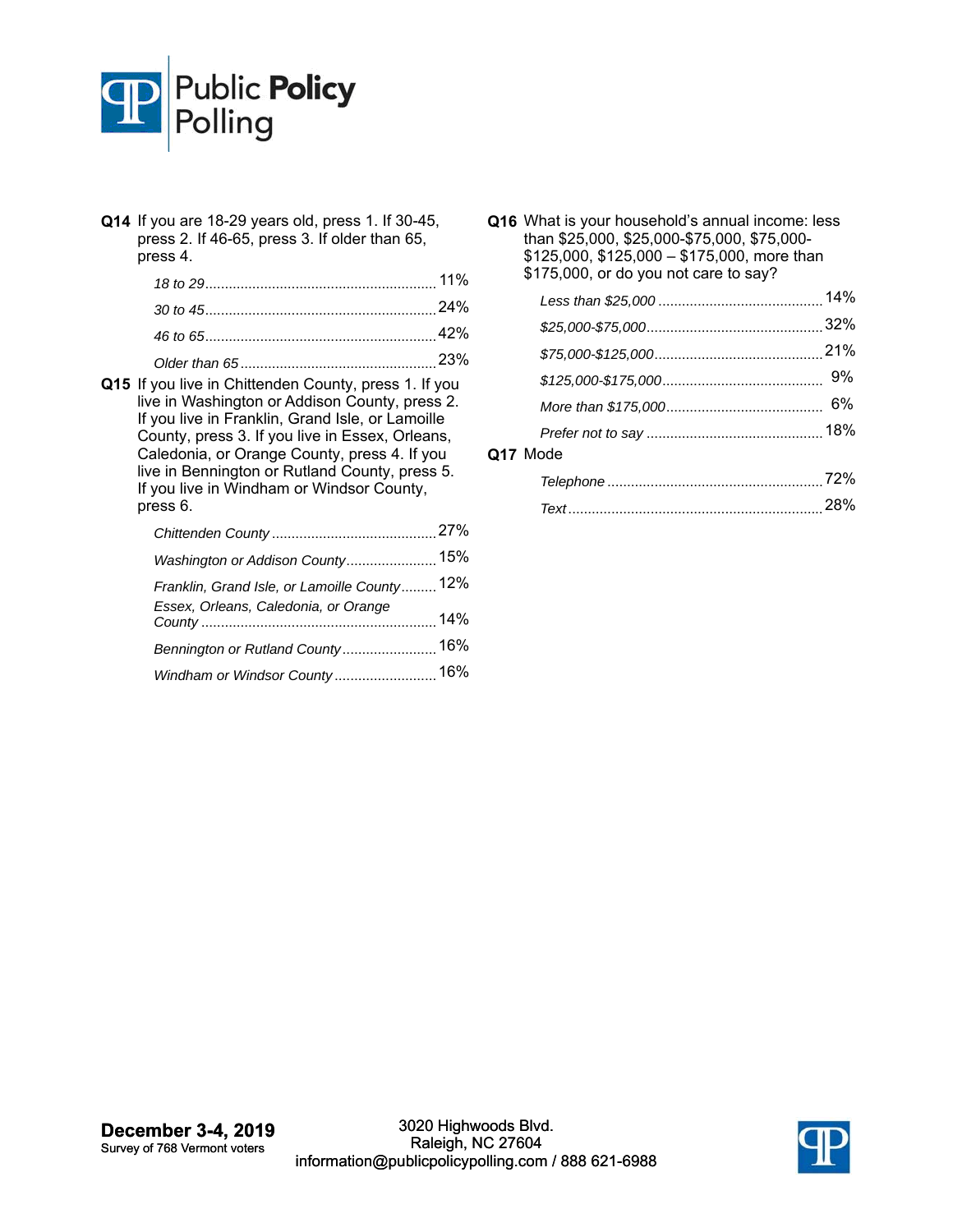**Q14** If you are 18-29 years old, press 1. If 30-45, press 2. If 46-65, press 3. If older than 65, press 4.

| | |
|---|---|
| *18 to 29* | 11% |
| *30 to 45* | 24% |
| *46 to 65* | 42% |
| *Older than 65* | 23% |

**Q15** If you live in Chittenden County, press 1. If you live in Washington or Addison County, press 2. If you live in Franklin, Grand Isle, or Lamoille County, press 3. If you live in Essex, Orleans, Caledonia, or Orange County, press 4. If you live in Bennington or Rutland County, press 5. If you live in Windham or Windsor County, press 6.

| | |
|---|---|
| *Chittenden County* | 27% |
| *Washington or Addison County* | 15% |
| *Franklin, Grand Isle, or Lamoille County* | 12% |
| *Essex, Orleans, Caledonia, or Orange County* | 14% |
| *Bennington or Rutland County* | 16% |
| *Windham or Windsor County* | 16% |

**Q16** What is your household's annual income: less than $25,000, $25,000-$75,000, $75,000-$125,000, $125,000 – $175,000, more than $175,000, or do you not care to say?

| | |
|---|---|
| *Less than $25,000* | 14% |
| *$25,000-$75,000* | 32% |
| *$75,000-$125,000* | 21% |
| *$125,000-$175,000* | 9% |
| *More than $175,000* | 6% |
| *Prefer not to say* | 18% |

**Q17** Mode

| | |
|---|---|
| *Telephone* | 72% |
| *Text* | 28% |